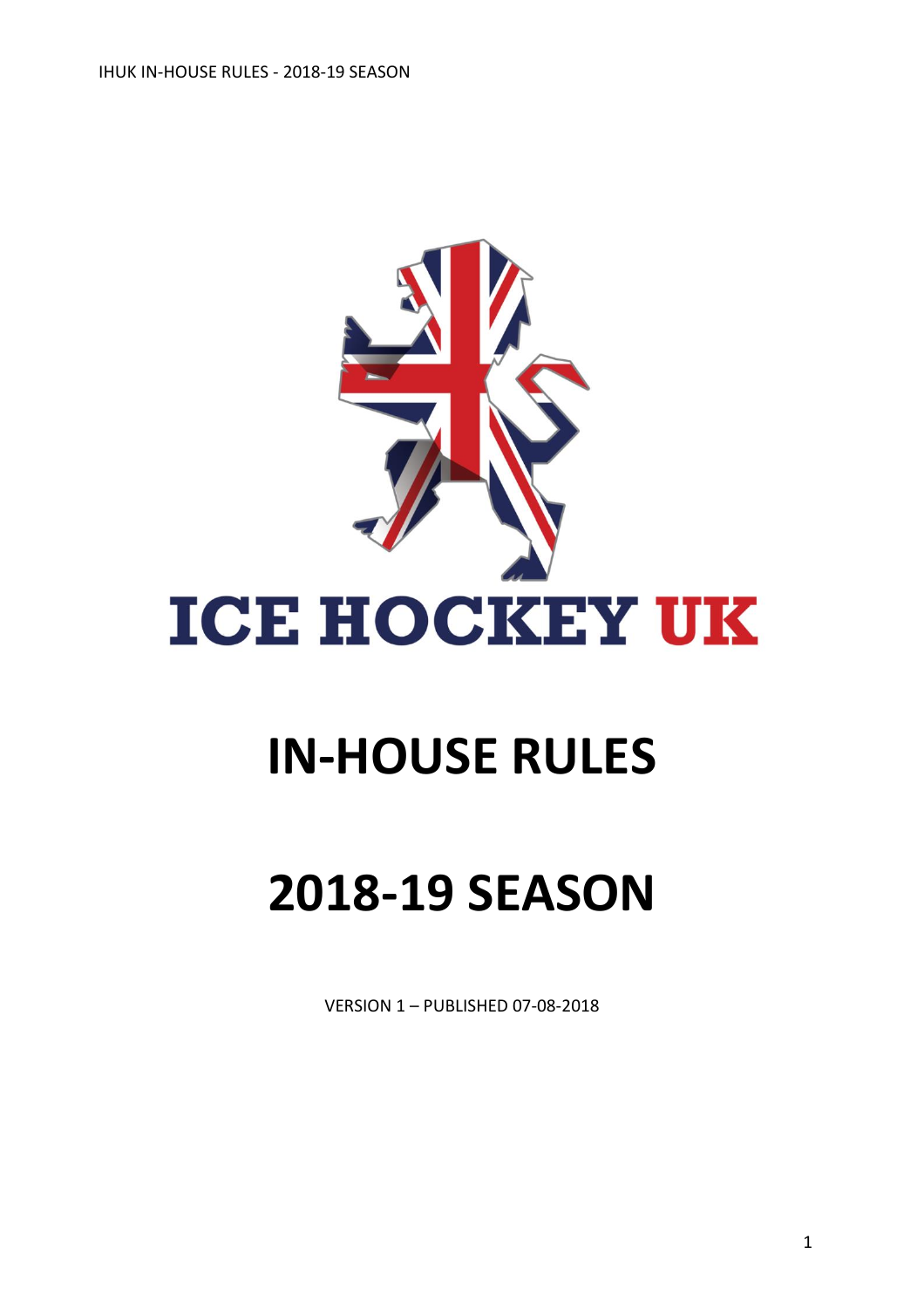# ICE HOCKEY UK

# IN-HOUSE RULES

# 2018-19 SEASON

VERSION 1 – PUBLISHED 07-08-2018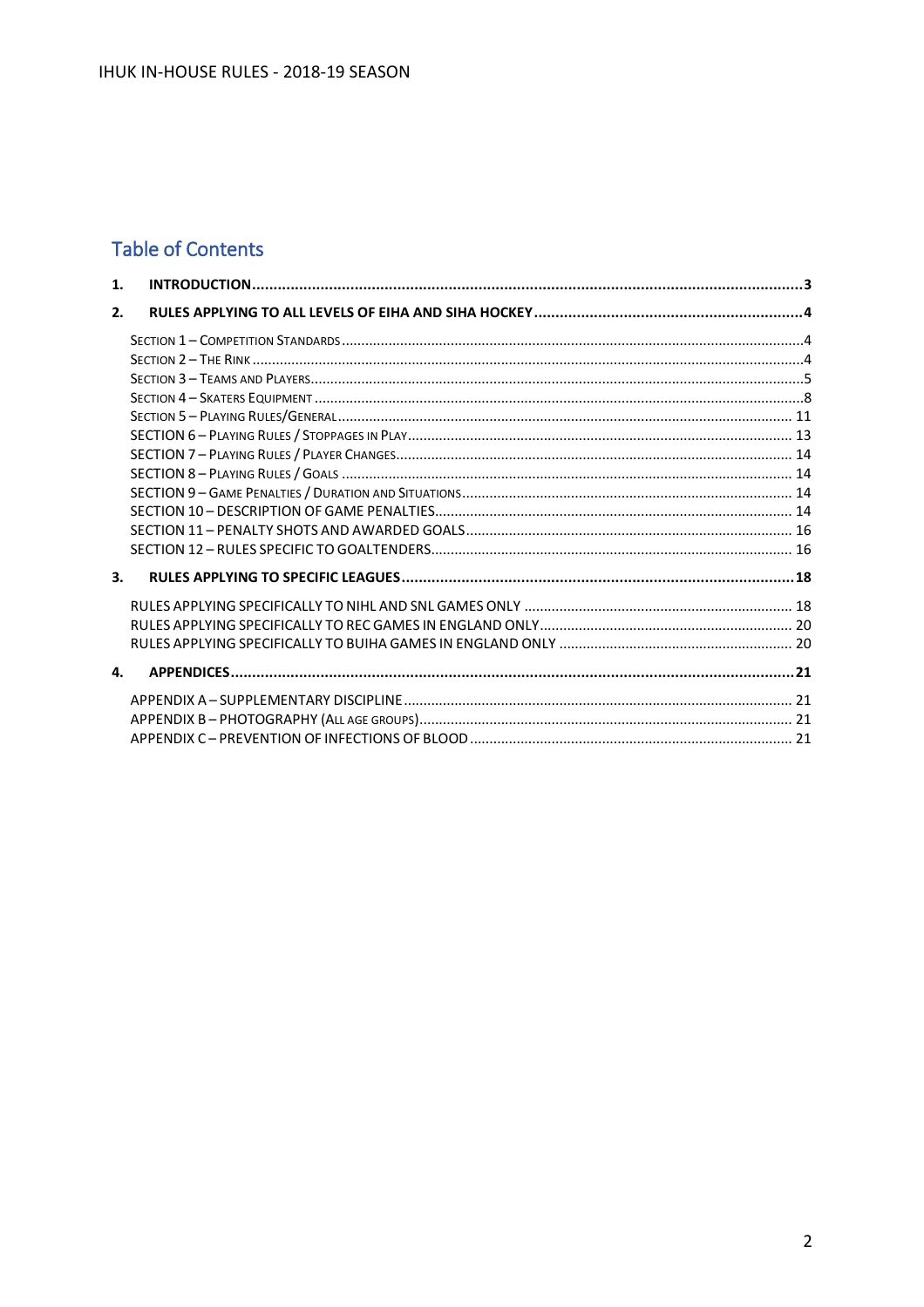## Table of Contents

1. **INTRODUCTION** ... 3
2. **RULES APPLYING TO ALL LEVELS OF EIHA AND SIHA HOCKEY** ... 4
   - SECTION 1 – COMPETITION STANDARDS ... 4
   - SECTION 2 – THE RINK ... 4
   - SECTION 3 – TEAMS AND PLAYERS ... 5
   - SECTION 4 – SKATERS EQUIPMENT ... 8
   - SECTION 5 – PLAYING RULES/GENERAL ... 11
   - SECTION 6 – PLAYING RULES / STOPPAGES IN PLAY ... 13
   - SECTION 7 – PLAYING RULES / PLAYER CHANGES ... 14
   - SECTION 8 – PLAYING RULES / GOALS ... 14
   - SECTION 9 – GAME PENALTIES / DURATION AND SITUATIONS ... 14
   - SECTION 10 – DESCRIPTION OF GAME PENALTIES ... 14
   - SECTION 11 – PENALTY SHOTS AND AWARDED GOALS ... 16
   - SECTION 12 – RULES SPECIFIC TO GOALTENDERS ... 16
3. **RULES APPLYING TO SPECIFIC LEAGUES** ... 18
   - RULES APPLYING SPECIFICALLY TO NIHL AND SNL GAMES ONLY ... 18
   - RULES APPLYING SPECIFICALLY TO REC GAMES IN ENGLAND ONLY ... 20
   - RULES APPLYING SPECIFICALLY TO BUIHA GAMES IN ENGLAND ONLY ... 20
4. **APPENDICES** ... 21
   - APPENDIX A – SUPPLEMENTARY DISCIPLINE ... 21
   - APPENDIX B – PHOTOGRAPHY (ALL AGE GROUPS) ... 21
   - APPENDIX C – PREVENTION OF INFECTIONS OF BLOOD ... 21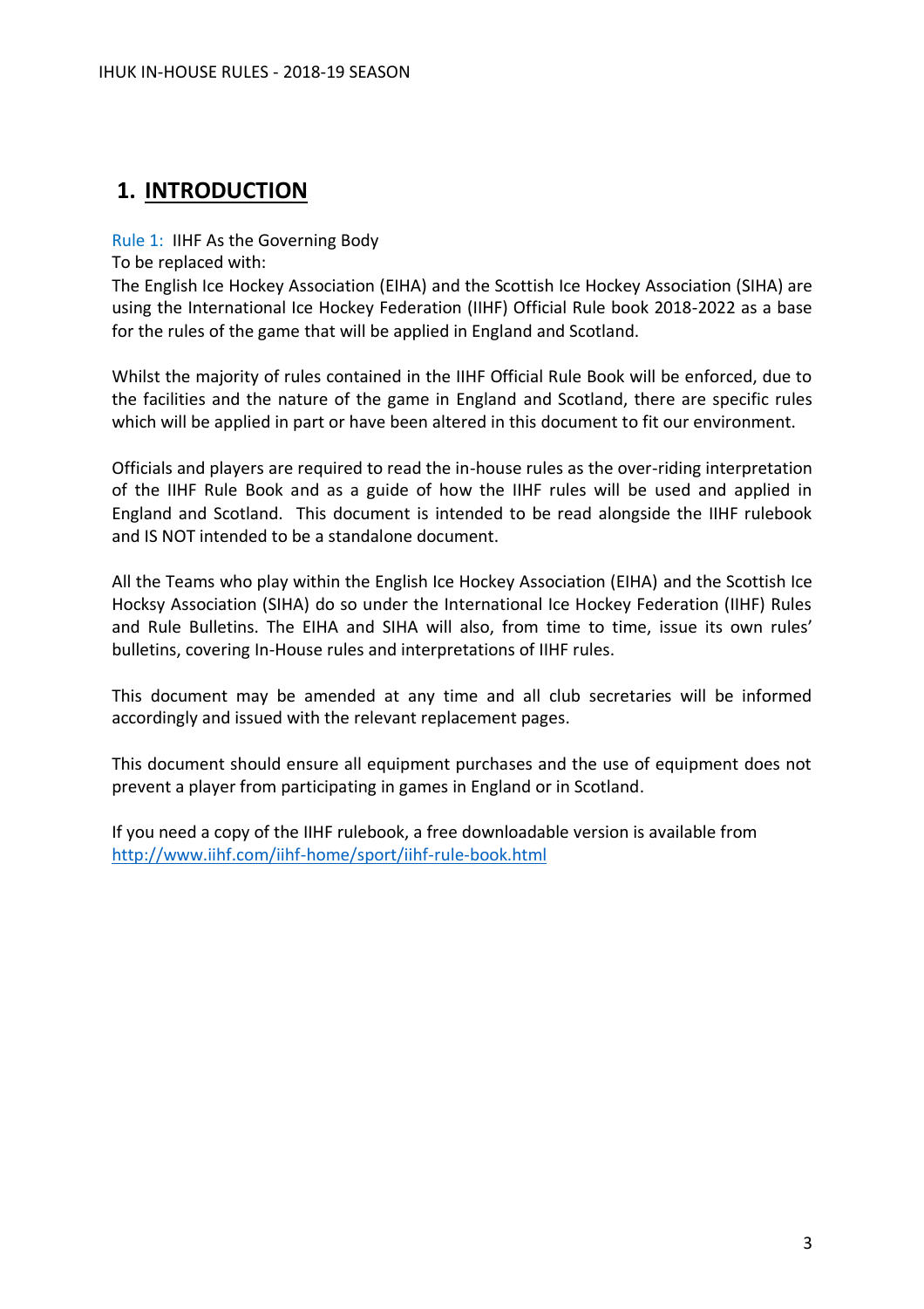# 1. INTRODUCTION

Rule 1: IIHF As the Governing Body
To be replaced with:
The English Ice Hockey Association (EIHA) and the Scottish Ice Hockey Association (SIHA) are using the International Ice Hockey Federation (IIHF) Official Rule book 2018-2022 as a base for the rules of the game that will be applied in England and Scotland.

Whilst the majority of rules contained in the IIHF Official Rule Book will be enforced, due to the facilities and the nature of the game in England and Scotland, there are specific rules which will be applied in part or have been altered in this document to fit our environment.

Officials and players are required to read the in-house rules as the over-riding interpretation of the IIHF Rule Book and as a guide of how the IIHF rules will be used and applied in England and Scotland. This document is intended to be read alongside the IIHF rulebook and IS NOT intended to be a standalone document.

All the Teams who play within the English Ice Hockey Association (EIHA) and the Scottish Ice Hocksy Association (SIHA) do so under the International Ice Hockey Federation (IIHF) Rules and Rule Bulletins. The EIHA and SIHA will also, from time to time, issue its own rules' bulletins, covering In-House rules and interpretations of IIHF rules.

This document may be amended at any time and all club secretaries will be informed accordingly and issued with the relevant replacement pages.

This document should ensure all equipment purchases and the use of equipment does not prevent a player from participating in games in England or in Scotland.

If you need a copy of the IIHF rulebook, a free downloadable version is available from
http://www.iihf.com/iihf-home/sport/iihf-rule-book.html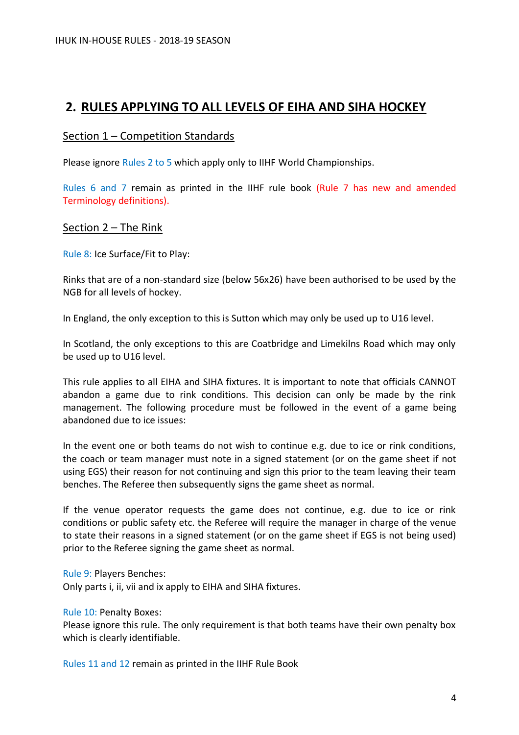## 2. RULES APPLYING TO ALL LEVELS OF EIHA AND SIHA HOCKEY

### Section 1 – Competition Standards

Please ignore Rules 2 to 5 which apply only to IIHF World Championships.

Rules 6 and 7 remain as printed in the IIHF rule book (Rule 7 has new and amended Terminology definitions).

### Section 2 – The Rink

Rule 8: Ice Surface/Fit to Play:

Rinks that are of a non-standard size (below 56x26) have been authorised to be used by the NGB for all levels of hockey.

In England, the only exception to this is Sutton which may only be used up to U16 level.

In Scotland, the only exceptions to this are Coatbridge and Limekilns Road which may only be used up to U16 level.

This rule applies to all EIHA and SIHA fixtures. It is important to note that officials CANNOT abandon a game due to rink conditions. This decision can only be made by the rink management. The following procedure must be followed in the event of a game being abandoned due to ice issues:

In the event one or both teams do not wish to continue e.g. due to ice or rink conditions, the coach or team manager must note in a signed statement (or on the game sheet if not using EGS) their reason for not continuing and sign this prior to the team leaving their team benches. The Referee then subsequently signs the game sheet as normal.

If the venue operator requests the game does not continue, e.g. due to ice or rink conditions or public safety etc. the Referee will require the manager in charge of the venue to state their reasons in a signed statement (or on the game sheet if EGS is not being used) prior to the Referee signing the game sheet as normal.

Rule 9: Players Benches:
Only parts i, ii, vii and ix apply to EIHA and SIHA fixtures.

Rule 10: Penalty Boxes:
Please ignore this rule. The only requirement is that both teams have their own penalty box which is clearly identifiable.

Rules 11 and 12 remain as printed in the IIHF Rule Book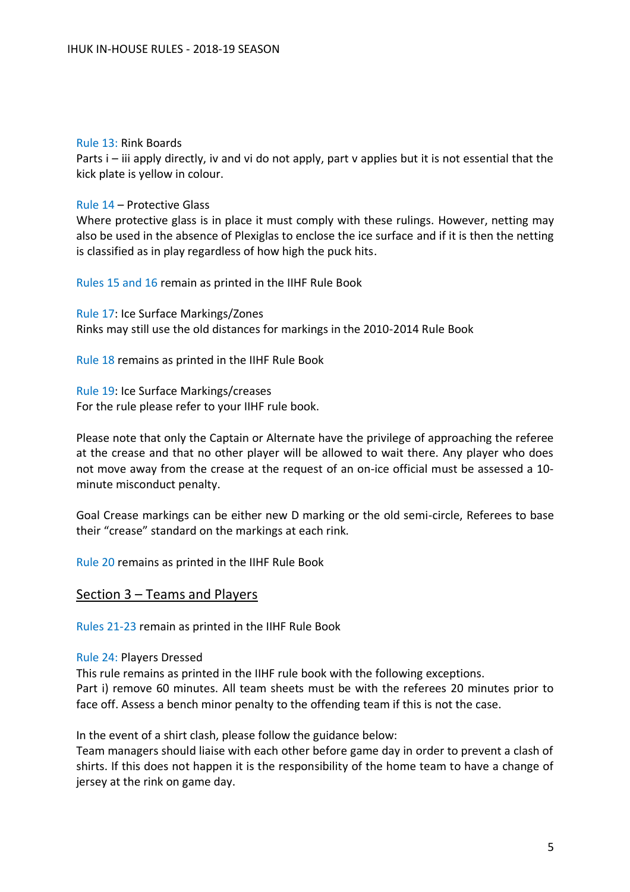Rule 13: Rink Boards
Parts i – iii apply directly, iv and vi do not apply, part v applies but it is not essential that the kick plate is yellow in colour.

Rule 14 – Protective Glass
Where protective glass is in place it must comply with these rulings. However, netting may also be used in the absence of Plexiglas to enclose the ice surface and if it is then the netting is classified as in play regardless of how high the puck hits.

Rules 15 and 16 remain as printed in the IIHF Rule Book

Rule 17: Ice Surface Markings/Zones
Rinks may still use the old distances for markings in the 2010-2014 Rule Book

Rule 18 remains as printed in the IIHF Rule Book

Rule 19: Ice Surface Markings/creases
For the rule please refer to your IIHF rule book.

Please note that only the Captain or Alternate have the privilege of approaching the referee at the crease and that no other player will be allowed to wait there. Any player who does not move away from the crease at the request of an on-ice official must be assessed a 10-minute misconduct penalty.

Goal Crease markings can be either new D marking or the old semi-circle, Referees to base their "crease" standard on the markings at each rink.

Rule 20 remains as printed in the IIHF Rule Book

## Section 3 – Teams and Players

Rules 21-23 remain as printed in the IIHF Rule Book

Rule 24: Players Dressed
This rule remains as printed in the IIHF rule book with the following exceptions.
Part i) remove 60 minutes. All team sheets must be with the referees 20 minutes prior to face off. Assess a bench minor penalty to the offending team if this is not the case.

In the event of a shirt clash, please follow the guidance below:
Team managers should liaise with each other before game day in order to prevent a clash of shirts. If this does not happen it is the responsibility of the home team to have a change of jersey at the rink on game day.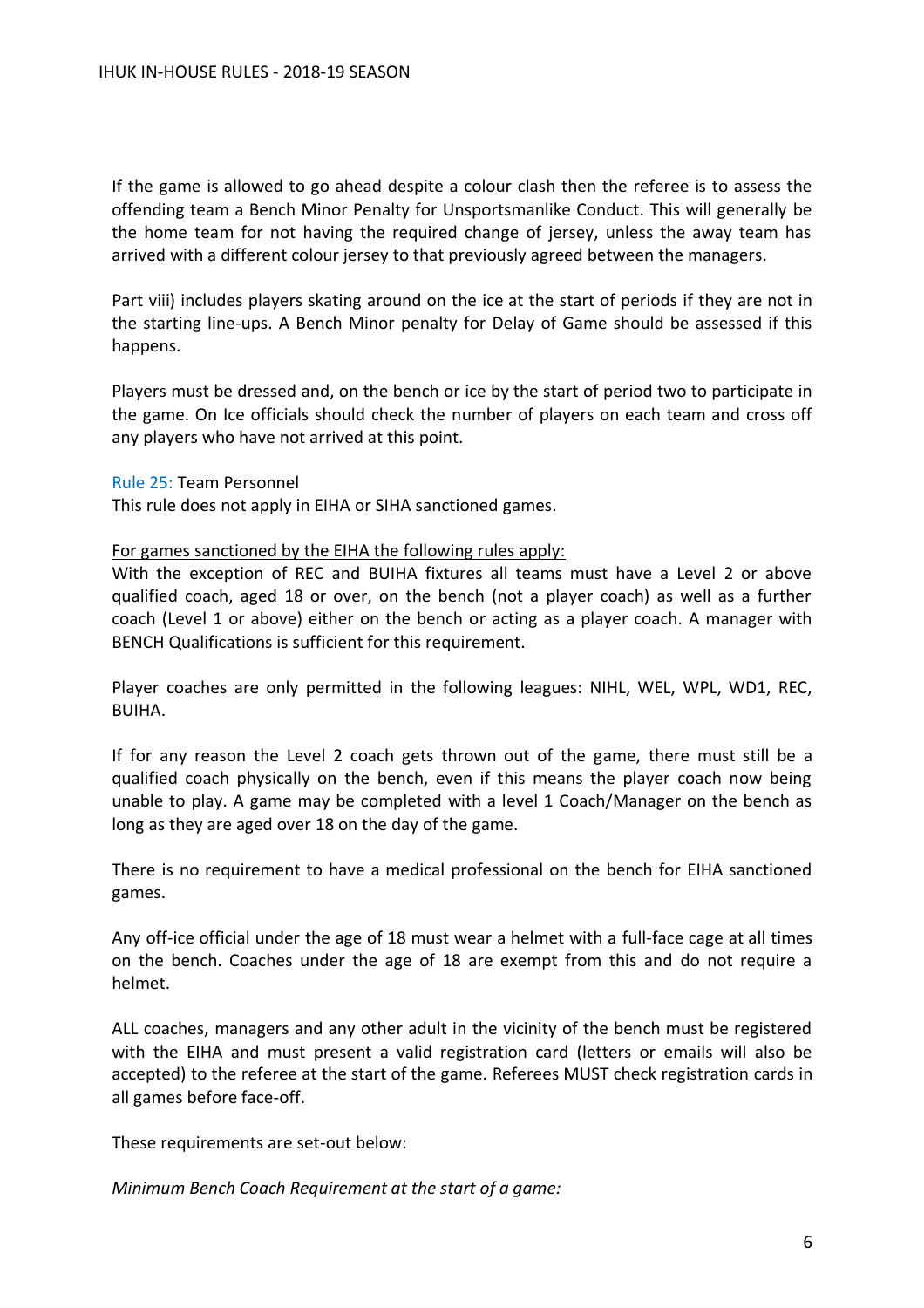If the game is allowed to go ahead despite a colour clash then the referee is to assess the offending team a Bench Minor Penalty for Unsportsmanlike Conduct. This will generally be the home team for not having the required change of jersey, unless the away team has arrived with a different colour jersey to that previously agreed between the managers.

Part viii) includes players skating around on the ice at the start of periods if they are not in the starting line-ups. A Bench Minor penalty for Delay of Game should be assessed if this happens.

Players must be dressed and, on the bench or ice by the start of period two to participate in the game. On Ice officials should check the number of players on each team and cross off any players who have not arrived at this point.

### Rule 25: Team Personnel

This rule does not apply in EIHA or SIHA sanctioned games.

For games sanctioned by the EIHA the following rules apply:

With the exception of REC and BUIHA fixtures all teams must have a Level 2 or above qualified coach, aged 18 or over, on the bench (not a player coach) as well as a further coach (Level 1 or above) either on the bench or acting as a player coach. A manager with BENCH Qualifications is sufficient for this requirement.

Player coaches are only permitted in the following leagues: NIHL, WEL, WPL, WD1, REC, BUIHA.

If for any reason the Level 2 coach gets thrown out of the game, there must still be a qualified coach physically on the bench, even if this means the player coach now being unable to play. A game may be completed with a level 1 Coach/Manager on the bench as long as they are aged over 18 on the day of the game.

There is no requirement to have a medical professional on the bench for EIHA sanctioned games.

Any off-ice official under the age of 18 must wear a helmet with a full-face cage at all times on the bench. Coaches under the age of 18 are exempt from this and do not require a helmet.

ALL coaches, managers and any other adult in the vicinity of the bench must be registered with the EIHA and must present a valid registration card (letters or emails will also be accepted) to the referee at the start of the game. Referees MUST check registration cards in all games before face-off.

These requirements are set-out below:

*Minimum Bench Coach Requirement at the start of a game:*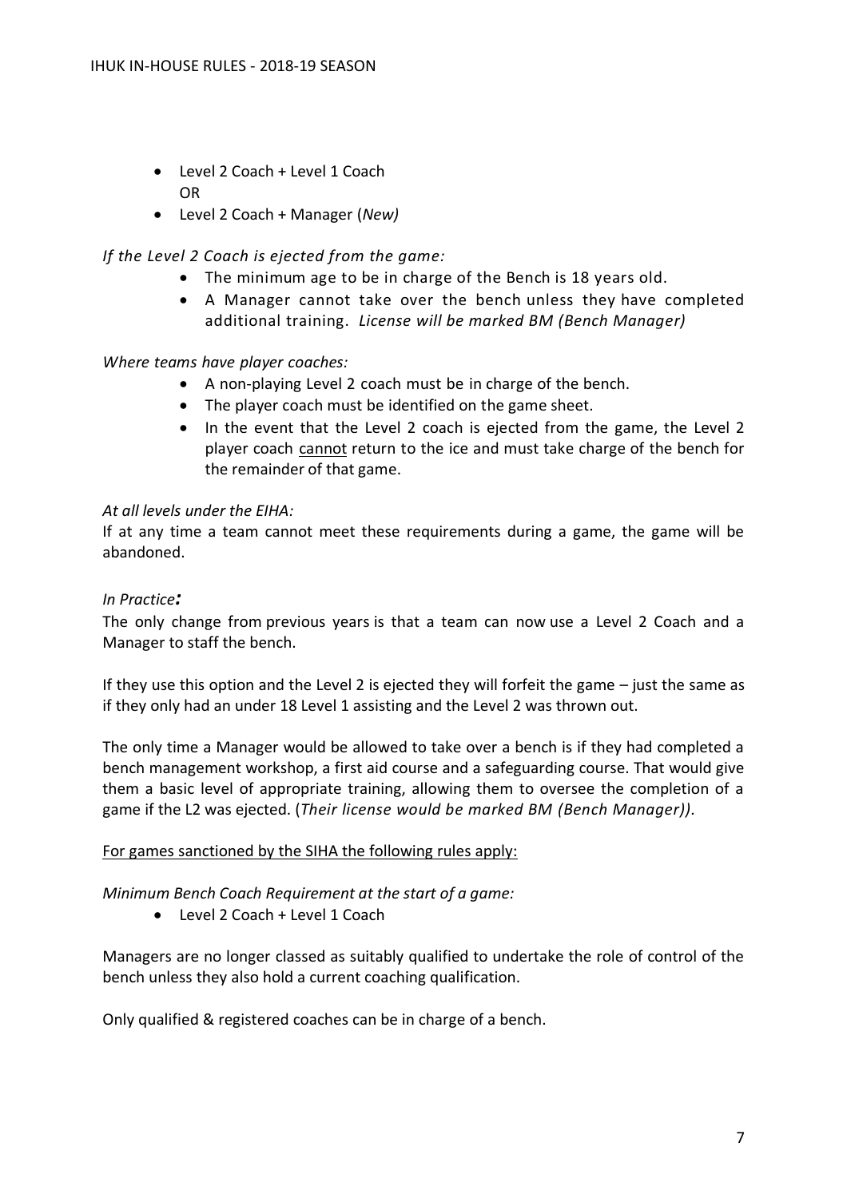- Level 2 Coach + Level 1 Coach
  OR
- Level 2 Coach + Manager (*New)*

*If the Level 2 Coach is ejected from the game:*

- The minimum age to be in charge of the Bench is 18 years old.
- A Manager cannot take over the bench unless they have completed additional training. *License will be marked BM (Bench Manager)*

*Where teams have player coaches:*

- A non-playing Level 2 coach must be in charge of the bench.
- The player coach must be identified on the game sheet.
- In the event that the Level 2 coach is ejected from the game, the Level 2 player coach <u>cannot</u> return to the ice and must take charge of the bench for the remainder of that game.

*At all levels under the EIHA:*

If at any time a team cannot meet these requirements during a game, the game will be abandoned.

*In Practice:*

The only change from previous years is that a team can now use a Level 2 Coach and a Manager to staff the bench.

If they use this option and the Level 2 is ejected they will forfeit the game – just the same as if they only had an under 18 Level 1 assisting and the Level 2 was thrown out.

The only time a Manager would be allowed to take over a bench is if they had completed a bench management workshop, a first aid course and a safeguarding course. That would give them a basic level of appropriate training, allowing them to oversee the completion of a game if the L2 was ejected. (*Their license would be marked BM (Bench Manager)).*

<u>For games sanctioned by the SIHA the following rules apply:</u>

*Minimum Bench Coach Requirement at the start of a game:*

- Level 2 Coach + Level 1 Coach

Managers are no longer classed as suitably qualified to undertake the role of control of the bench unless they also hold a current coaching qualification.

Only qualified & registered coaches can be in charge of a bench.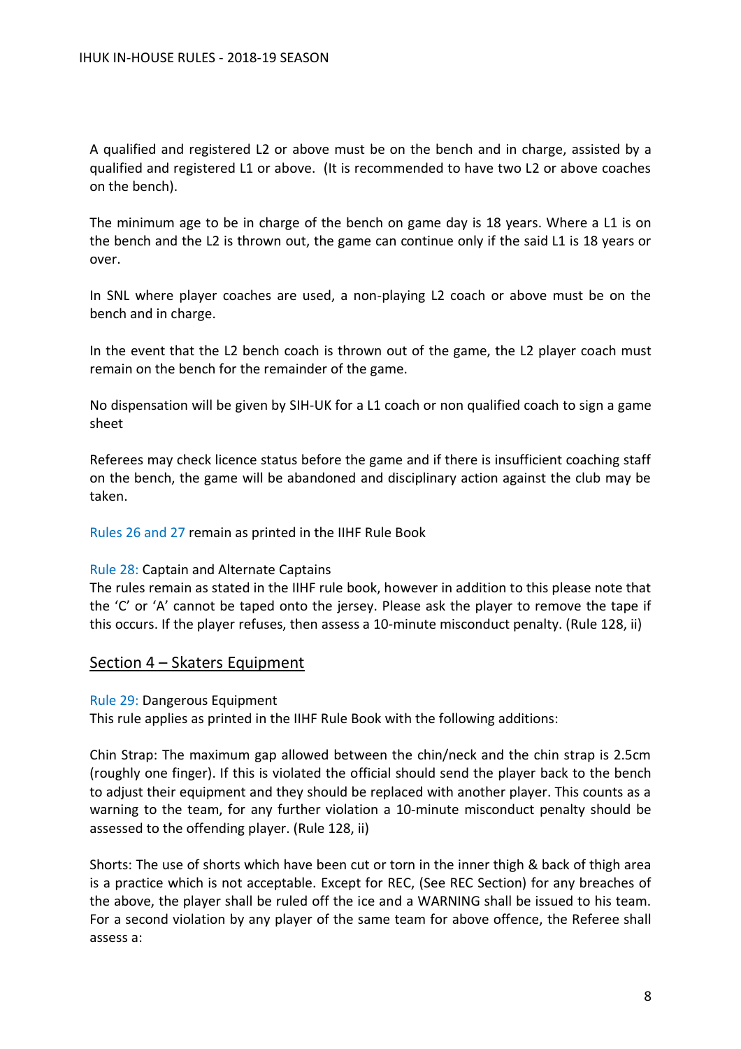A qualified and registered L2 or above must be on the bench and in charge, assisted by a qualified and registered L1 or above. (It is recommended to have two L2 or above coaches on the bench).

The minimum age to be in charge of the bench on game day is 18 years. Where a L1 is on the bench and the L2 is thrown out, the game can continue only if the said L1 is 18 years or over.

In SNL where player coaches are used, a non-playing L2 coach or above must be on the bench and in charge.

In the event that the L2 bench coach is thrown out of the game, the L2 player coach must remain on the bench for the remainder of the game.

No dispensation will be given by SIH-UK for a L1 coach or non qualified coach to sign a game sheet

Referees may check licence status before the game and if there is insufficient coaching staff on the bench, the game will be abandoned and disciplinary action against the club may be taken.

Rules 26 and 27 remain as printed in the IIHF Rule Book

Rule 28: Captain and Alternate Captains
The rules remain as stated in the IIHF rule book, however in addition to this please note that the 'C' or 'A' cannot be taped onto the jersey. Please ask the player to remove the tape if this occurs. If the player refuses, then assess a 10-minute misconduct penalty. (Rule 128, ii)

## Section 4 – Skaters Equipment

Rule 29: Dangerous Equipment
This rule applies as printed in the IIHF Rule Book with the following additions:

Chin Strap: The maximum gap allowed between the chin/neck and the chin strap is 2.5cm (roughly one finger). If this is violated the official should send the player back to the bench to adjust their equipment and they should be replaced with another player. This counts as a warning to the team, for any further violation a 10-minute misconduct penalty should be assessed to the offending player. (Rule 128, ii)

Shorts: The use of shorts which have been cut or torn in the inner thigh & back of thigh area is a practice which is not acceptable. Except for REC, (See REC Section) for any breaches of the above, the player shall be ruled off the ice and a WARNING shall be issued to his team. For a second violation by any player of the same team for above offence, the Referee shall assess a: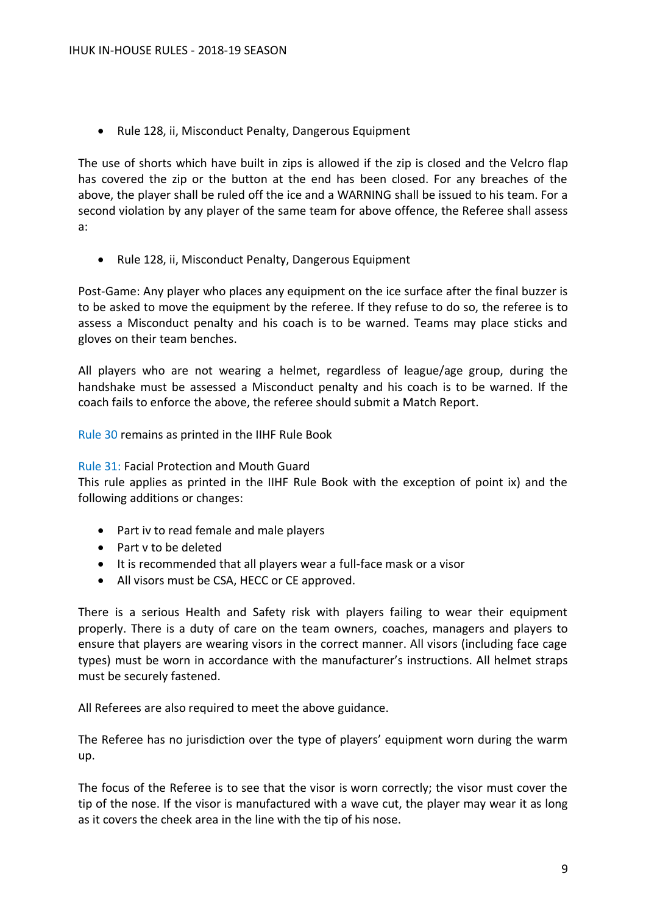- Rule 128, ii, Misconduct Penalty, Dangerous Equipment

The use of shorts which have built in zips is allowed if the zip is closed and the Velcro flap has covered the zip or the button at the end has been closed. For any breaches of the above, the player shall be ruled off the ice and a WARNING shall be issued to his team. For a second violation by any player of the same team for above offence, the Referee shall assess a:

- Rule 128, ii, Misconduct Penalty, Dangerous Equipment

Post-Game: Any player who places any equipment on the ice surface after the final buzzer is to be asked to move the equipment by the referee. If they refuse to do so, the referee is to assess a Misconduct penalty and his coach is to be warned. Teams may place sticks and gloves on their team benches.

All players who are not wearing a helmet, regardless of league/age group, during the handshake must be assessed a Misconduct penalty and his coach is to be warned. If the coach fails to enforce the above, the referee should submit a Match Report.

Rule 30 remains as printed in the IIHF Rule Book

Rule 31: Facial Protection and Mouth Guard
This rule applies as printed in the IIHF Rule Book with the exception of point ix) and the following additions or changes:

- Part iv to read female and male players
- Part v to be deleted
- It is recommended that all players wear a full-face mask or a visor
- All visors must be CSA, HECC or CE approved.

There is a serious Health and Safety risk with players failing to wear their equipment properly. There is a duty of care on the team owners, coaches, managers and players to ensure that players are wearing visors in the correct manner. All visors (including face cage types) must be worn in accordance with the manufacturer's instructions. All helmet straps must be securely fastened.

All Referees are also required to meet the above guidance.

The Referee has no jurisdiction over the type of players' equipment worn during the warm up.

The focus of the Referee is to see that the visor is worn correctly; the visor must cover the tip of the nose. If the visor is manufactured with a wave cut, the player may wear it as long as it covers the cheek area in the line with the tip of his nose.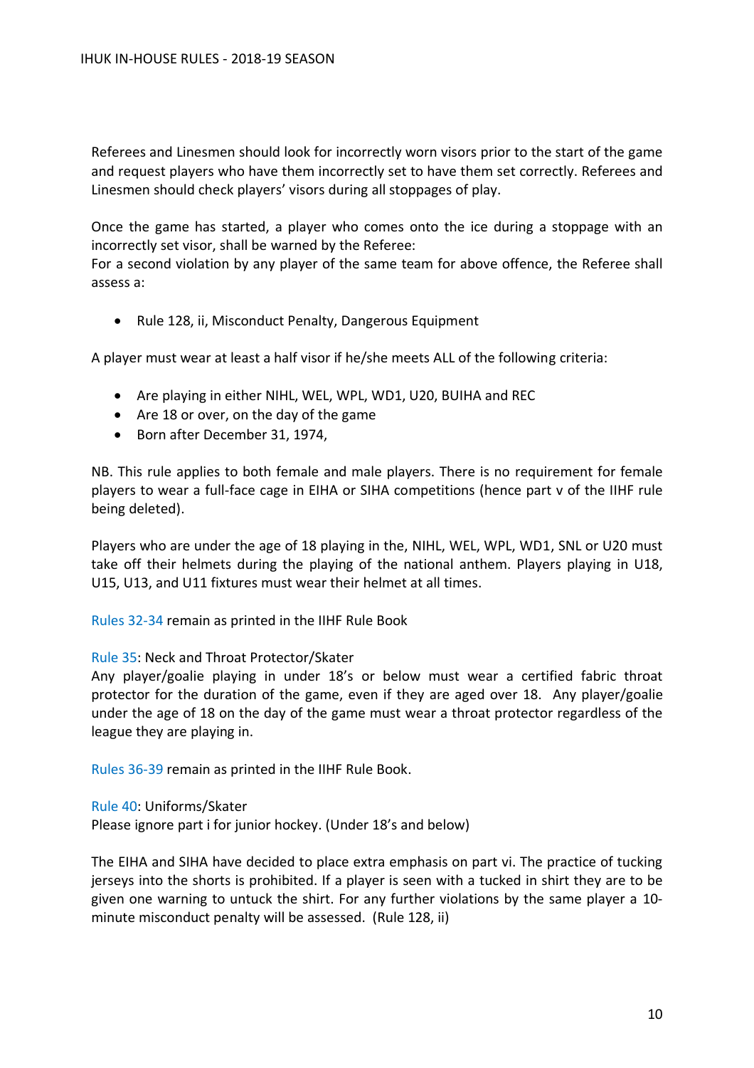Referees and Linesmen should look for incorrectly worn visors prior to the start of the game and request players who have them incorrectly set to have them set correctly. Referees and Linesmen should check players' visors during all stoppages of play.

Once the game has started, a player who comes onto the ice during a stoppage with an incorrectly set visor, shall be warned by the Referee:
For a second violation by any player of the same team for above offence, the Referee shall assess a:

- Rule 128, ii, Misconduct Penalty, Dangerous Equipment

A player must wear at least a half visor if he/she meets ALL of the following criteria:

- Are playing in either NIHL, WEL, WPL, WD1, U20, BUIHA and REC
- Are 18 or over, on the day of the game
- Born after December 31, 1974,

NB. This rule applies to both female and male players. There is no requirement for female players to wear a full-face cage in EIHA or SIHA competitions (hence part v of the IIHF rule being deleted).

Players who are under the age of 18 playing in the, NIHL, WEL, WPL, WD1, SNL or U20 must take off their helmets during the playing of the national anthem. Players playing in U18, U15, U13, and U11 fixtures must wear their helmet at all times.

Rules 32-34 remain as printed in the IIHF Rule Book

Rule 35: Neck and Throat Protector/Skater
Any player/goalie playing in under 18's or below must wear a certified fabric throat protector for the duration of the game, even if they are aged over 18. Any player/goalie under the age of 18 on the day of the game must wear a throat protector regardless of the league they are playing in.

Rules 36-39 remain as printed in the IIHF Rule Book.

Rule 40: Uniforms/Skater
Please ignore part i for junior hockey. (Under 18's and below)

The EIHA and SIHA have decided to place extra emphasis on part vi. The practice of tucking jerseys into the shorts is prohibited. If a player is seen with a tucked in shirt they are to be given one warning to untuck the shirt. For any further violations by the same player a 10-minute misconduct penalty will be assessed. (Rule 128, ii)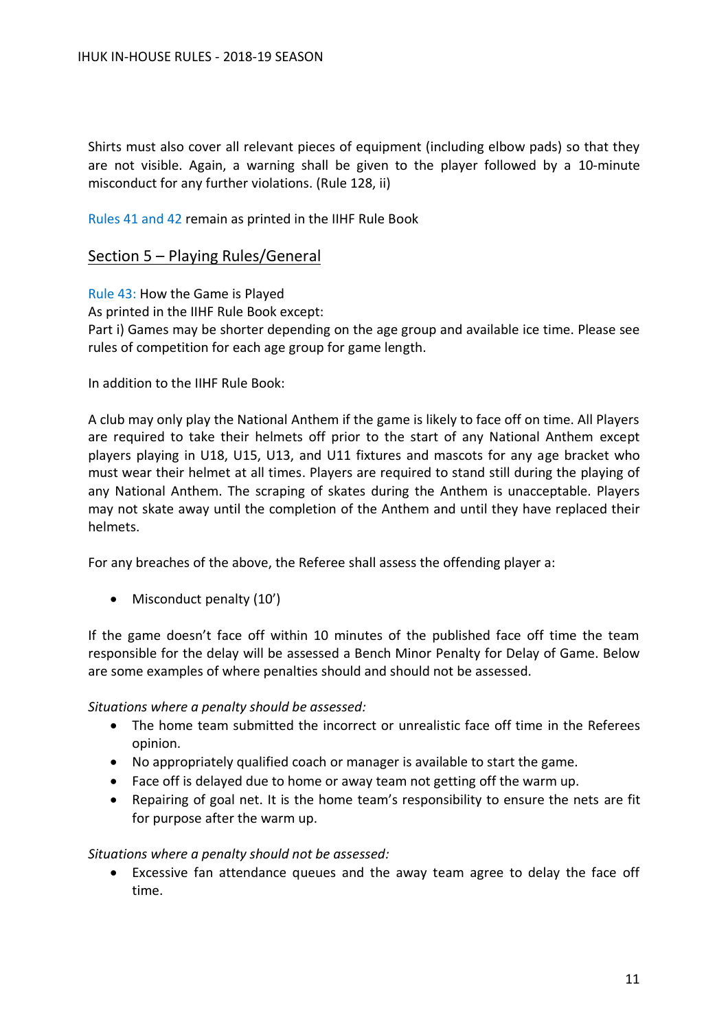Shirts must also cover all relevant pieces of equipment (including elbow pads) so that they are not visible. Again, a warning shall be given to the player followed by a 10-minute misconduct for any further violations. (Rule 128, ii)

Rules 41 and 42 remain as printed in the IIHF Rule Book

## Section 5 – Playing Rules/General

Rule 43: How the Game is Played
As printed in the IIHF Rule Book except:
Part i) Games may be shorter depending on the age group and available ice time. Please see rules of competition for each age group for game length.

In addition to the IIHF Rule Book:

A club may only play the National Anthem if the game is likely to face off on time. All Players are required to take their helmets off prior to the start of any National Anthem except players playing in U18, U15, U13, and U11 fixtures and mascots for any age bracket who must wear their helmet at all times. Players are required to stand still during the playing of any National Anthem. The scraping of skates during the Anthem is unacceptable. Players may not skate away until the completion of the Anthem and until they have replaced their helmets.

For any breaches of the above, the Referee shall assess the offending player a:

- Misconduct penalty (10')

If the game doesn't face off within 10 minutes of the published face off time the team responsible for the delay will be assessed a Bench Minor Penalty for Delay of Game. Below are some examples of where penalties should and should not be assessed.

*Situations where a penalty should be assessed:*

- The home team submitted the incorrect or unrealistic face off time in the Referees opinion.
- No appropriately qualified coach or manager is available to start the game.
- Face off is delayed due to home or away team not getting off the warm up.
- Repairing of goal net. It is the home team's responsibility to ensure the nets are fit for purpose after the warm up.

*Situations where a penalty should not be assessed:*

- Excessive fan attendance queues and the away team agree to delay the face off time.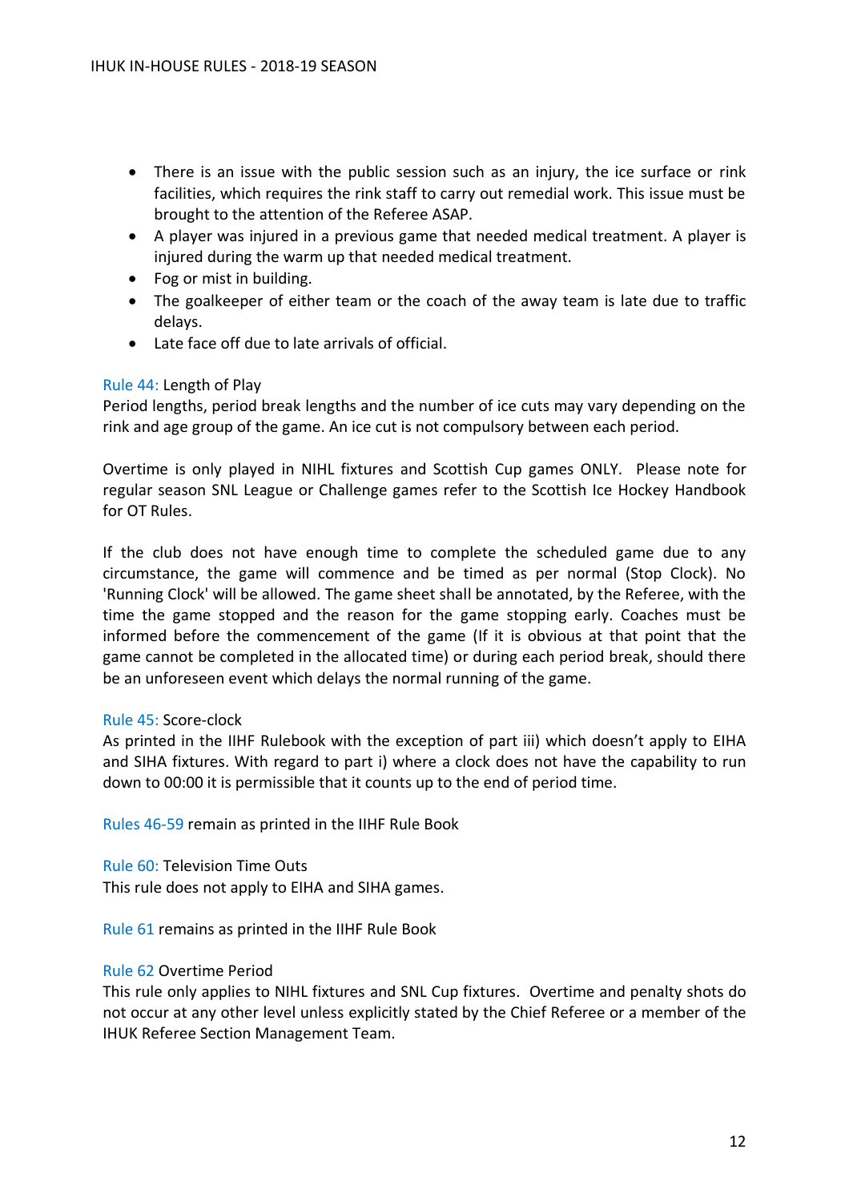- There is an issue with the public session such as an injury, the ice surface or rink facilities, which requires the rink staff to carry out remedial work. This issue must be brought to the attention of the Referee ASAP.
- A player was injured in a previous game that needed medical treatment. A player is injured during the warm up that needed medical treatment.
- Fog or mist in building.
- The goalkeeper of either team or the coach of the away team is late due to traffic delays.
- Late face off due to late arrivals of official.

Rule 44: Length of Play

Period lengths, period break lengths and the number of ice cuts may vary depending on the rink and age group of the game. An ice cut is not compulsory between each period.

Overtime is only played in NIHL fixtures and Scottish Cup games ONLY. Please note for regular season SNL League or Challenge games refer to the Scottish Ice Hockey Handbook for OT Rules.

If the club does not have enough time to complete the scheduled game due to any circumstance, the game will commence and be timed as per normal (Stop Clock). No 'Running Clock' will be allowed. The game sheet shall be annotated, by the Referee, with the time the game stopped and the reason for the game stopping early. Coaches must be informed before the commencement of the game (If it is obvious at that point that the game cannot be completed in the allocated time) or during each period break, should there be an unforeseen event which delays the normal running of the game.

Rule 45: Score-clock

As printed in the IIHF Rulebook with the exception of part iii) which doesn't apply to EIHA and SIHA fixtures. With regard to part i) where a clock does not have the capability to run down to 00:00 it is permissible that it counts up to the end of period time.

Rules 46-59 remain as printed in the IIHF Rule Book

Rule 60: Television Time Outs

This rule does not apply to EIHA and SIHA games.

Rule 61 remains as printed in the IIHF Rule Book

Rule 62 Overtime Period

This rule only applies to NIHL fixtures and SNL Cup fixtures. Overtime and penalty shots do not occur at any other level unless explicitly stated by the Chief Referee or a member of the IHUK Referee Section Management Team.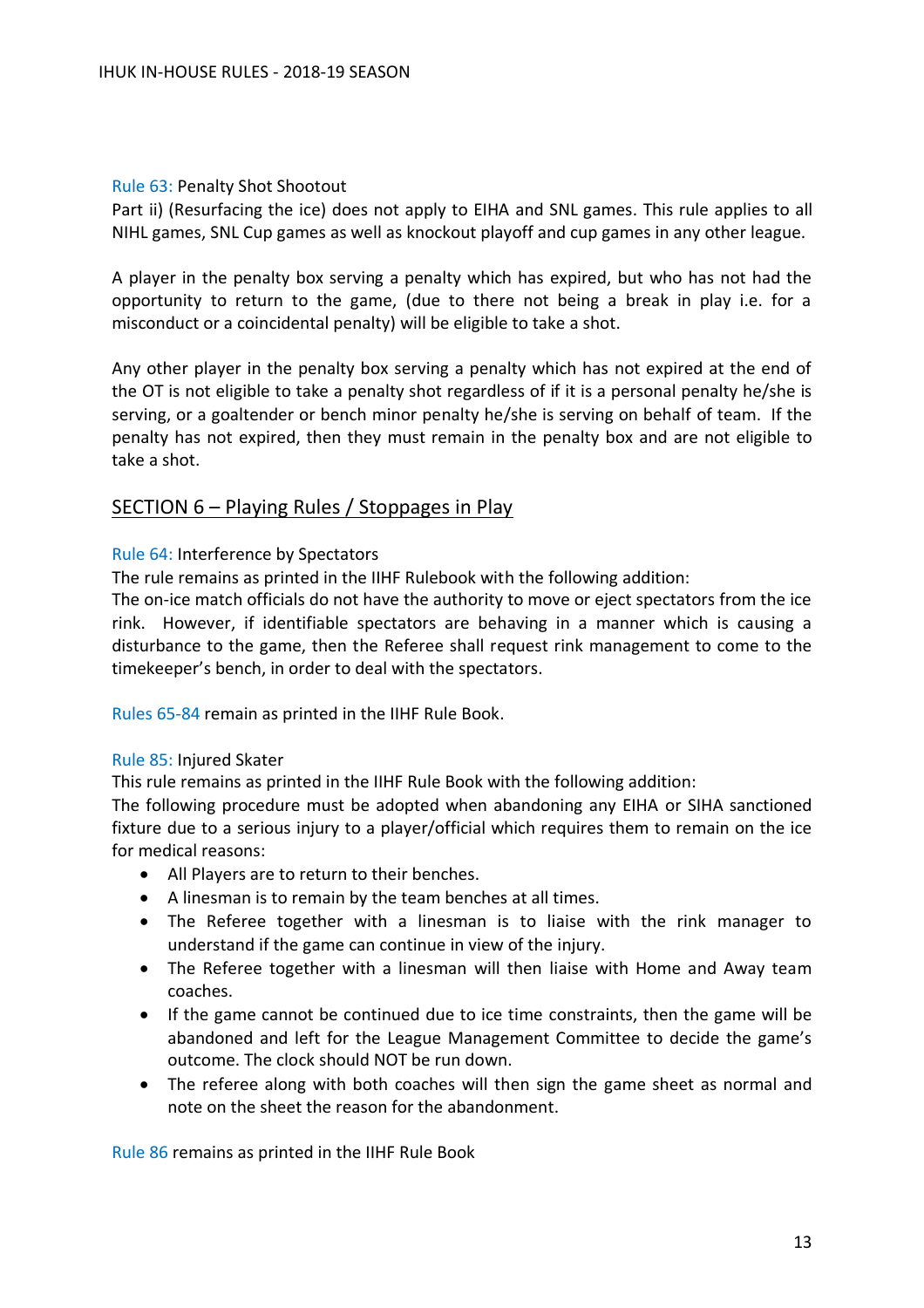Rule 63: Penalty Shot Shootout

Part ii) (Resurfacing the ice) does not apply to EIHA and SNL games. This rule applies to all NIHL games, SNL Cup games as well as knockout playoff and cup games in any other league.

A player in the penalty box serving a penalty which has expired, but who has not had the opportunity to return to the game, (due to there not being a break in play i.e. for a misconduct or a coincidental penalty) will be eligible to take a shot.

Any other player in the penalty box serving a penalty which has not expired at the end of the OT is not eligible to take a penalty shot regardless of if it is a personal penalty he/she is serving, or a goaltender or bench minor penalty he/she is serving on behalf of team. If the penalty has not expired, then they must remain in the penalty box and are not eligible to take a shot.

## SECTION 6 – Playing Rules / Stoppages in Play

Rule 64: Interference by Spectators

The rule remains as printed in the IIHF Rulebook with the following addition:

The on-ice match officials do not have the authority to move or eject spectators from the ice rink. However, if identifiable spectators are behaving in a manner which is causing a disturbance to the game, then the Referee shall request rink management to come to the timekeeper's bench, in order to deal with the spectators.

Rules 65-84 remain as printed in the IIHF Rule Book.

Rule 85: Injured Skater

This rule remains as printed in the IIHF Rule Book with the following addition:

The following procedure must be adopted when abandoning any EIHA or SIHA sanctioned fixture due to a serious injury to a player/official which requires them to remain on the ice for medical reasons:

- All Players are to return to their benches.
- A linesman is to remain by the team benches at all times.
- The Referee together with a linesman is to liaise with the rink manager to understand if the game can continue in view of the injury.
- The Referee together with a linesman will then liaise with Home and Away team coaches.
- If the game cannot be continued due to ice time constraints, then the game will be abandoned and left for the League Management Committee to decide the game's outcome. The clock should NOT be run down.
- The referee along with both coaches will then sign the game sheet as normal and note on the sheet the reason for the abandonment.

Rule 86 remains as printed in the IIHF Rule Book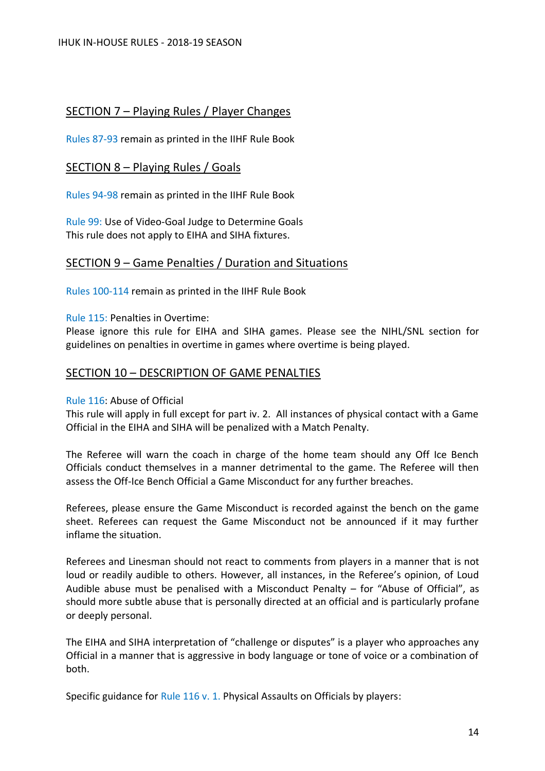## SECTION 7 – Playing Rules / Player Changes

Rules 87-93 remain as printed in the IIHF Rule Book

## SECTION 8 – Playing Rules / Goals

Rules 94-98 remain as printed in the IIHF Rule Book

Rule 99: Use of Video-Goal Judge to Determine Goals
This rule does not apply to EIHA and SIHA fixtures.

## SECTION 9 – Game Penalties / Duration and Situations

Rules 100-114 remain as printed in the IIHF Rule Book

Rule 115: Penalties in Overtime:
Please ignore this rule for EIHA and SIHA games. Please see the NIHL/SNL section for guidelines on penalties in overtime in games where overtime is being played.

## SECTION 10 – DESCRIPTION OF GAME PENALTIES

Rule 116: Abuse of Official
This rule will apply in full except for part iv. 2. All instances of physical contact with a Game Official in the EIHA and SIHA will be penalized with a Match Penalty.

The Referee will warn the coach in charge of the home team should any Off Ice Bench Officials conduct themselves in a manner detrimental to the game. The Referee will then assess the Off-Ice Bench Official a Game Misconduct for any further breaches.

Referees, please ensure the Game Misconduct is recorded against the bench on the game sheet. Referees can request the Game Misconduct not be announced if it may further inflame the situation.

Referees and Linesman should not react to comments from players in a manner that is not loud or readily audible to others. However, all instances, in the Referee's opinion, of Loud Audible abuse must be penalised with a Misconduct Penalty – for "Abuse of Official", as should more subtle abuse that is personally directed at an official and is particularly profane or deeply personal.

The EIHA and SIHA interpretation of "challenge or disputes" is a player who approaches any Official in a manner that is aggressive in body language or tone of voice or a combination of both.

Specific guidance for Rule 116 v. 1. Physical Assaults on Officials by players: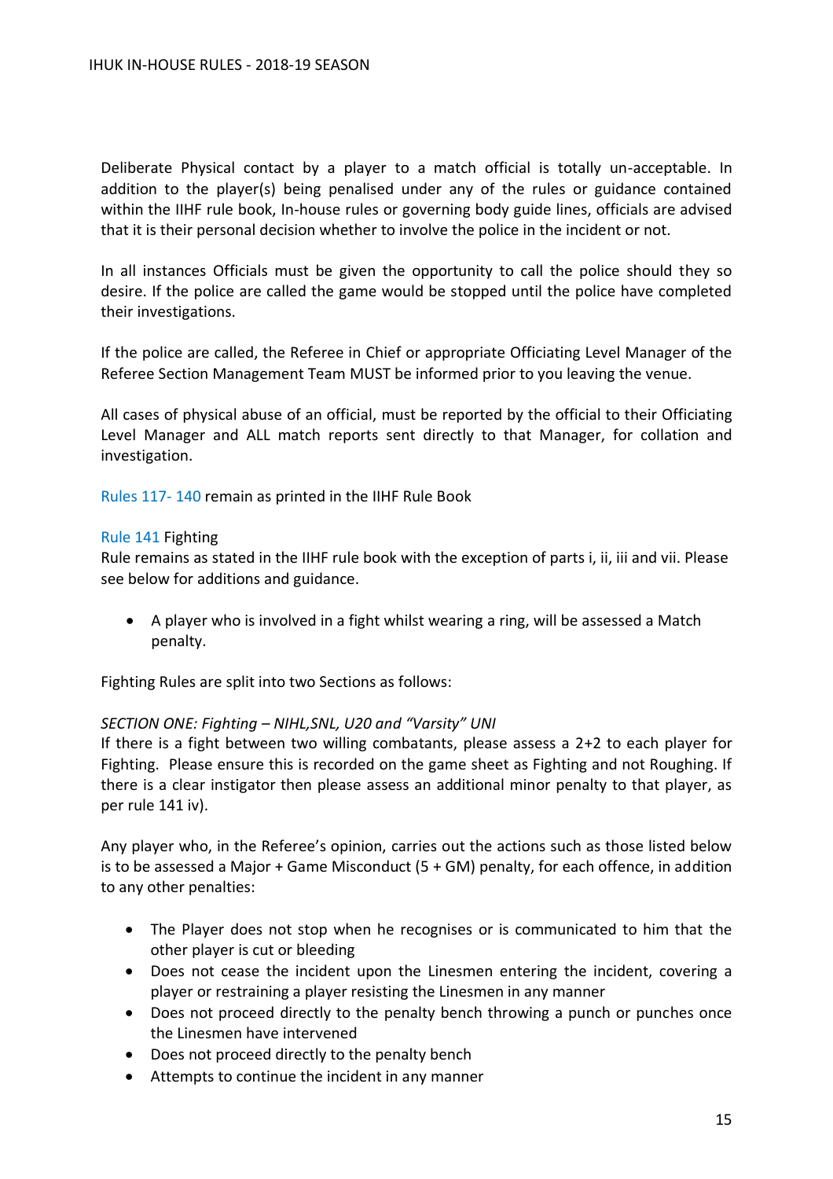Deliberate Physical contact by a player to a match official is totally un-acceptable. In addition to the player(s) being penalised under any of the rules or guidance contained within the IIHF rule book, In-house rules or governing body guide lines, officials are advised that it is their personal decision whether to involve the police in the incident or not.

In all instances Officials must be given the opportunity to call the police should they so desire. If the police are called the game would be stopped until the police have completed their investigations.

If the police are called, the Referee in Chief or appropriate Officiating Level Manager of the Referee Section Management Team MUST be informed prior to you leaving the venue.

All cases of physical abuse of an official, must be reported by the official to their Officiating Level Manager and ALL match reports sent directly to that Manager, for collation and investigation.

Rules 117- 140 remain as printed in the IIHF Rule Book

Rule 141 Fighting
Rule remains as stated in the IIHF rule book with the exception of parts i, ii, iii and vii. Please see below for additions and guidance.

- A player who is involved in a fight whilst wearing a ring, will be assessed a Match penalty.

Fighting Rules are split into two Sections as follows:

*SECTION ONE: Fighting – NIHL,SNL, U20 and "Varsity" UNI*
If there is a fight between two willing combatants, please assess a 2+2 to each player for Fighting. Please ensure this is recorded on the game sheet as Fighting and not Roughing. If there is a clear instigator then please assess an additional minor penalty to that player, as per rule 141 iv).

Any player who, in the Referee's opinion, carries out the actions such as those listed below is to be assessed a Major + Game Misconduct (5 + GM) penalty, for each offence, in addition to any other penalties:

- The Player does not stop when he recognises or is communicated to him that the other player is cut or bleeding
- Does not cease the incident upon the Linesmen entering the incident, covering a player or restraining a player resisting the Linesmen in any manner
- Does not proceed directly to the penalty bench throwing a punch or punches once the Linesmen have intervened
- Does not proceed directly to the penalty bench
- Attempts to continue the incident in any manner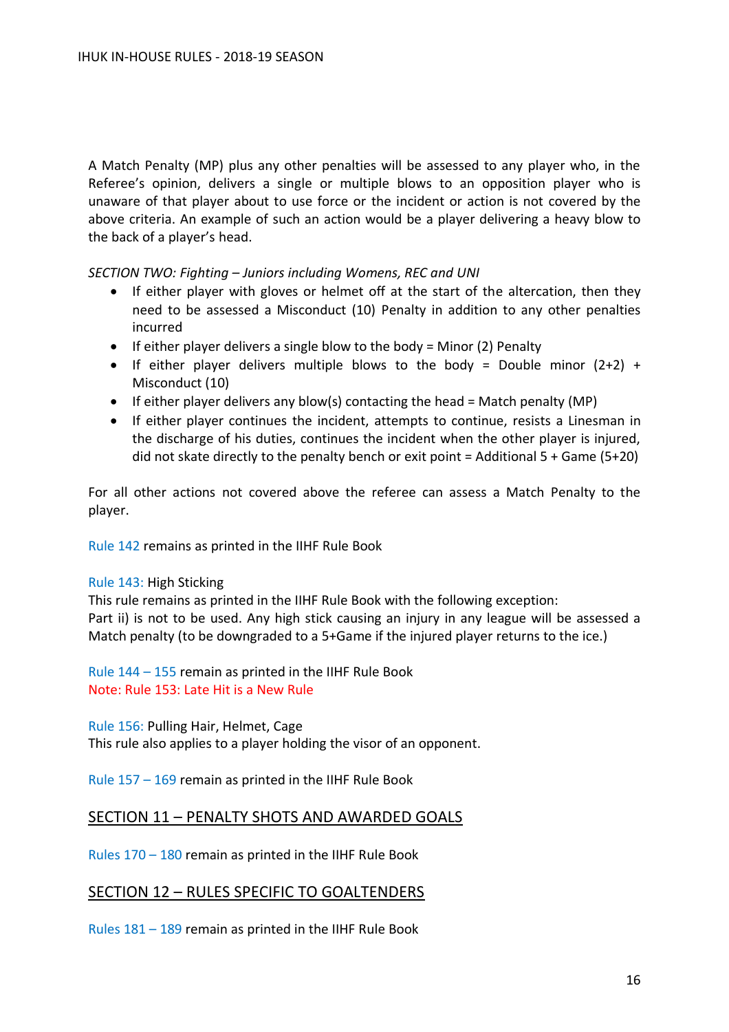A Match Penalty (MP) plus any other penalties will be assessed to any player who, in the Referee's opinion, delivers a single or multiple blows to an opposition player who is unaware of that player about to use force or the incident or action is not covered by the above criteria. An example of such an action would be a player delivering a heavy blow to the back of a player's head.

*SECTION TWO: Fighting – Juniors including Womens, REC and UNI*

- If either player with gloves or helmet off at the start of the altercation, then they need to be assessed a Misconduct (10) Penalty in addition to any other penalties incurred
- If either player delivers a single blow to the body = Minor (2) Penalty
- If either player delivers multiple blows to the body = Double minor (2+2) + Misconduct (10)
- If either player delivers any blow(s) contacting the head = Match penalty (MP)
- If either player continues the incident, attempts to continue, resists a Linesman in the discharge of his duties, continues the incident when the other player is injured, did not skate directly to the penalty bench or exit point = Additional 5 + Game (5+20)

For all other actions not covered above the referee can assess a Match Penalty to the player.

Rule 142 remains as printed in the IIHF Rule Book

Rule 143: High Sticking
This rule remains as printed in the IIHF Rule Book with the following exception:
Part ii) is not to be used. Any high stick causing an injury in any league will be assessed a Match penalty (to be downgraded to a 5+Game if the injured player returns to the ice.)

Rule 144 – 155 remain as printed in the IIHF Rule Book
Note: Rule 153: Late Hit is a New Rule

Rule 156: Pulling Hair, Helmet, Cage
This rule also applies to a player holding the visor of an opponent.

Rule 157 – 169 remain as printed in the IIHF Rule Book

## SECTION 11 – PENALTY SHOTS AND AWARDED GOALS

Rules 170 – 180 remain as printed in the IIHF Rule Book

## SECTION 12 – RULES SPECIFIC TO GOALTENDERS

Rules 181 – 189 remain as printed in the IIHF Rule Book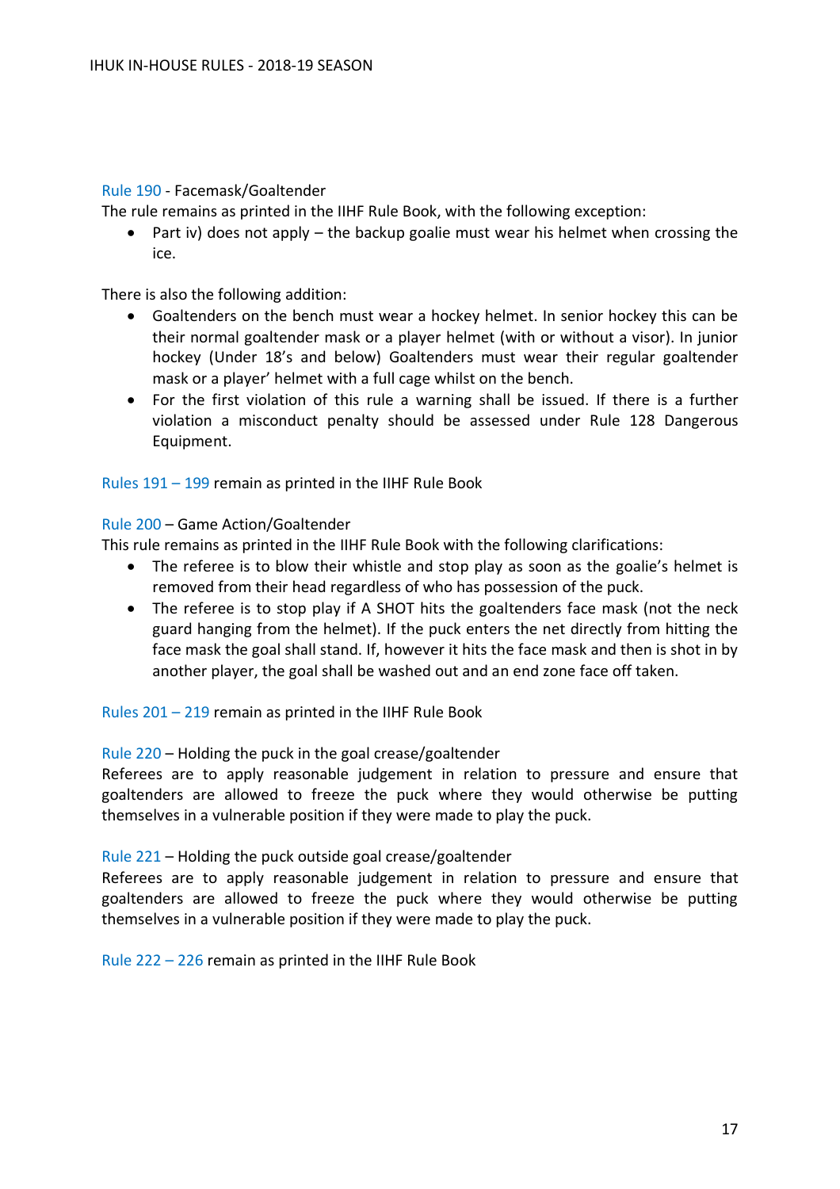Rule 190 - Facemask/Goaltender
The rule remains as printed in the IIHF Rule Book, with the following exception:

- Part iv) does not apply – the backup goalie must wear his helmet when crossing the ice.

There is also the following addition:

- Goaltenders on the bench must wear a hockey helmet. In senior hockey this can be their normal goaltender mask or a player helmet (with or without a visor). In junior hockey (Under 18's and below) Goaltenders must wear their regular goaltender mask or a player' helmet with a full cage whilst on the bench.
- For the first violation of this rule a warning shall be issued. If there is a further violation a misconduct penalty should be assessed under Rule 128 Dangerous Equipment.

Rules 191 – 199 remain as printed in the IIHF Rule Book

Rule 200 – Game Action/Goaltender
This rule remains as printed in the IIHF Rule Book with the following clarifications:

- The referee is to blow their whistle and stop play as soon as the goalie's helmet is removed from their head regardless of who has possession of the puck.
- The referee is to stop play if A SHOT hits the goaltenders face mask (not the neck guard hanging from the helmet). If the puck enters the net directly from hitting the face mask the goal shall stand. If, however it hits the face mask and then is shot in by another player, the goal shall be washed out and an end zone face off taken.

Rules 201 – 219 remain as printed in the IIHF Rule Book

Rule 220 – Holding the puck in the goal crease/goaltender
Referees are to apply reasonable judgement in relation to pressure and ensure that goaltenders are allowed to freeze the puck where they would otherwise be putting themselves in a vulnerable position if they were made to play the puck.

Rule 221 – Holding the puck outside goal crease/goaltender
Referees are to apply reasonable judgement in relation to pressure and ensure that goaltenders are allowed to freeze the puck where they would otherwise be putting themselves in a vulnerable position if they were made to play the puck.

Rule 222 – 226 remain as printed in the IIHF Rule Book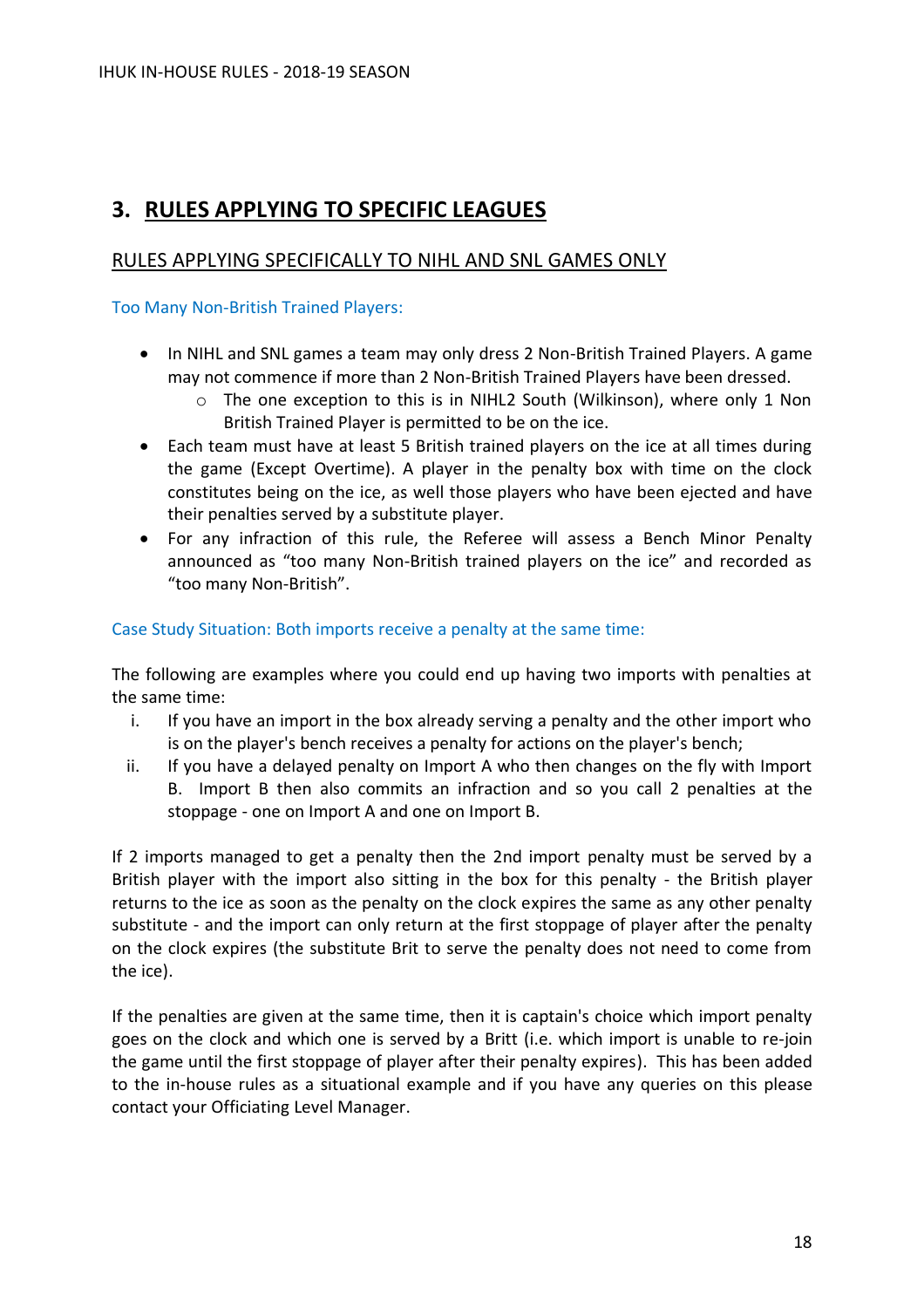## 3. RULES APPLYING TO SPECIFIC LEAGUES

### RULES APPLYING SPECIFICALLY TO NIHL AND SNL GAMES ONLY

#### Too Many Non-British Trained Players:

- In NIHL and SNL games a team may only dress 2 Non-British Trained Players. A game may not commence if more than 2 Non-British Trained Players have been dressed.
  - The one exception to this is in NIHL2 South (Wilkinson), where only 1 Non British Trained Player is permitted to be on the ice.
- Each team must have at least 5 British trained players on the ice at all times during the game (Except Overtime). A player in the penalty box with time on the clock constitutes being on the ice, as well those players who have been ejected and have their penalties served by a substitute player.
- For any infraction of this rule, the Referee will assess a Bench Minor Penalty announced as "too many Non-British trained players on the ice" and recorded as "too many Non-British".

#### Case Study Situation: Both imports receive a penalty at the same time:

The following are examples where you could end up having two imports with penalties at the same time:

i. If you have an import in the box already serving a penalty and the other import who is on the player's bench receives a penalty for actions on the player's bench;
ii. If you have a delayed penalty on Import A who then changes on the fly with Import B. Import B then also commits an infraction and so you call 2 penalties at the stoppage - one on Import A and one on Import B.

If 2 imports managed to get a penalty then the 2nd import penalty must be served by a British player with the import also sitting in the box for this penalty - the British player returns to the ice as soon as the penalty on the clock expires the same as any other penalty substitute - and the import can only return at the first stoppage of player after the penalty on the clock expires (the substitute Brit to serve the penalty does not need to come from the ice).

If the penalties are given at the same time, then it is captain's choice which import penalty goes on the clock and which one is served by a Britt (i.e. which import is unable to re-join the game until the first stoppage of player after their penalty expires). This has been added to the in-house rules as a situational example and if you have any queries on this please contact your Officiating Level Manager.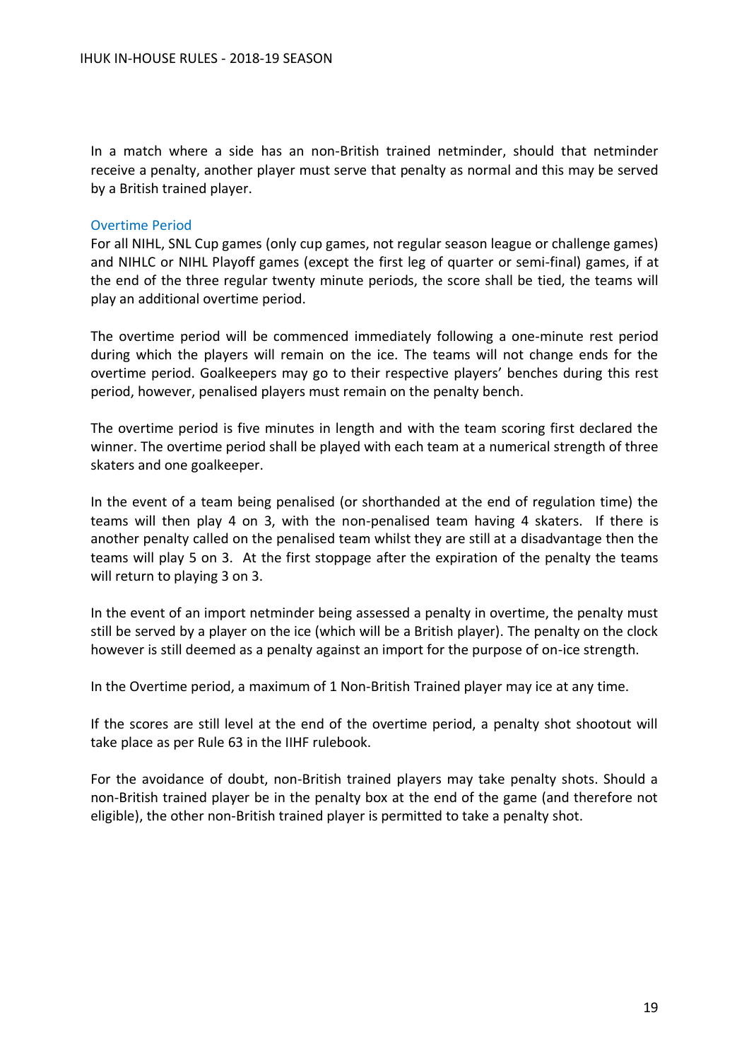In a match where a side has an non-British trained netminder, should that netminder receive a penalty, another player must serve that penalty as normal and this may be served by a British trained player.

### Overtime Period

For all NIHL, SNL Cup games (only cup games, not regular season league or challenge games) and NIHLC or NIHL Playoff games (except the first leg of quarter or semi-final) games, if at the end of the three regular twenty minute periods, the score shall be tied, the teams will play an additional overtime period.

The overtime period will be commenced immediately following a one-minute rest period during which the players will remain on the ice. The teams will not change ends for the overtime period. Goalkeepers may go to their respective players' benches during this rest period, however, penalised players must remain on the penalty bench.

The overtime period is five minutes in length and with the team scoring first declared the winner. The overtime period shall be played with each team at a numerical strength of three skaters and one goalkeeper.

In the event of a team being penalised (or shorthanded at the end of regulation time) the teams will then play 4 on 3, with the non-penalised team having 4 skaters. If there is another penalty called on the penalised team whilst they are still at a disadvantage then the teams will play 5 on 3. At the first stoppage after the expiration of the penalty the teams will return to playing 3 on 3.

In the event of an import netminder being assessed a penalty in overtime, the penalty must still be served by a player on the ice (which will be a British player). The penalty on the clock however is still deemed as a penalty against an import for the purpose of on-ice strength.

In the Overtime period, a maximum of 1 Non-British Trained player may ice at any time.

If the scores are still level at the end of the overtime period, a penalty shot shootout will take place as per Rule 63 in the IIHF rulebook.

For the avoidance of doubt, non-British trained players may take penalty shots. Should a non-British trained player be in the penalty box at the end of the game (and therefore not eligible), the other non-British trained player is permitted to take a penalty shot.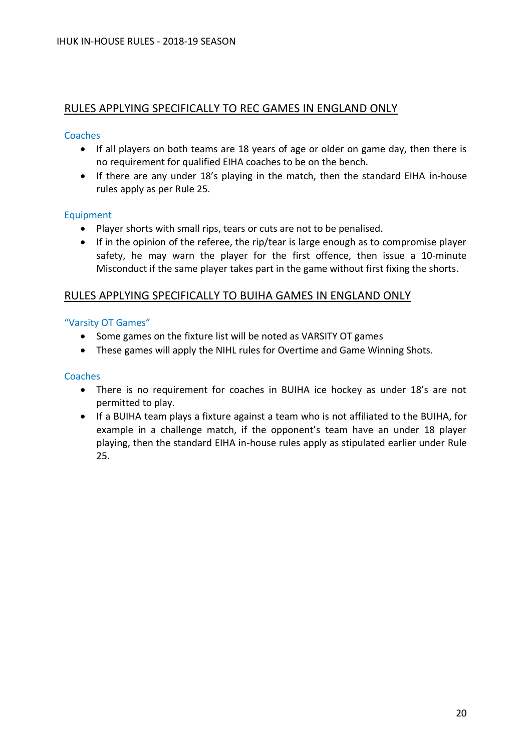## RULES APPLYING SPECIFICALLY TO REC GAMES IN ENGLAND ONLY

### Coaches

- If all players on both teams are 18 years of age or older on game day, then there is no requirement for qualified EIHA coaches to be on the bench.
- If there are any under 18's playing in the match, then the standard EIHA in-house rules apply as per Rule 25.

### Equipment

- Player shorts with small rips, tears or cuts are not to be penalised.
- If in the opinion of the referee, the rip/tear is large enough as to compromise player safety, he may warn the player for the first offence, then issue a 10-minute Misconduct if the same player takes part in the game without first fixing the shorts.

## RULES APPLYING SPECIFICALLY TO BUIHA GAMES IN ENGLAND ONLY

### "Varsity OT Games"

- Some games on the fixture list will be noted as VARSITY OT games
- These games will apply the NIHL rules for Overtime and Game Winning Shots.

### Coaches

- There is no requirement for coaches in BUIHA ice hockey as under 18's are not permitted to play.
- If a BUIHA team plays a fixture against a team who is not affiliated to the BUIHA, for example in a challenge match, if the opponent's team have an under 18 player playing, then the standard EIHA in-house rules apply as stipulated earlier under Rule 25.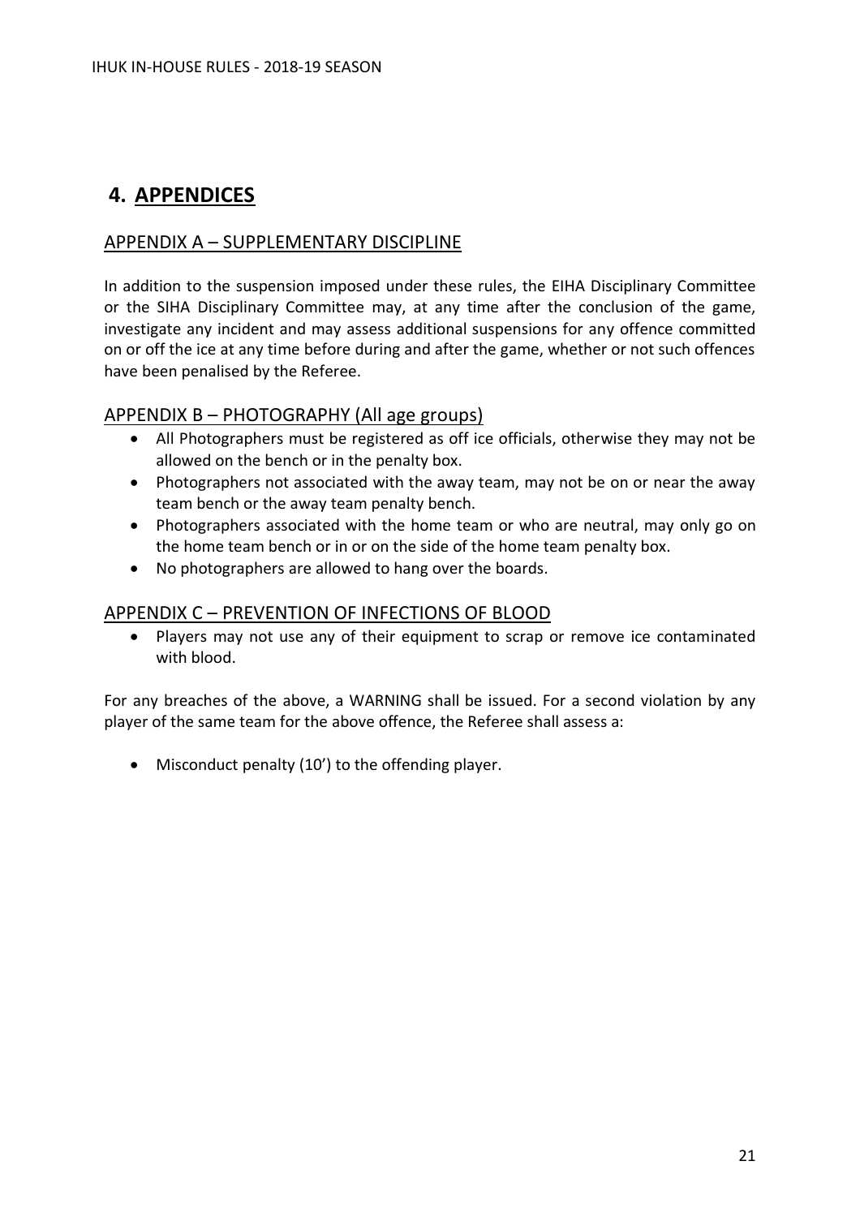# 4. APPENDICES

## APPENDIX A – SUPPLEMENTARY DISCIPLINE

In addition to the suspension imposed under these rules, the EIHA Disciplinary Committee or the SIHA Disciplinary Committee may, at any time after the conclusion of the game, investigate any incident and may assess additional suspensions for any offence committed on or off the ice at any time before during and after the game, whether or not such offences have been penalised by the Referee.

## APPENDIX B – PHOTOGRAPHY (All age groups)

- All Photographers must be registered as off ice officials, otherwise they may not be allowed on the bench or in the penalty box.
- Photographers not associated with the away team, may not be on or near the away team bench or the away team penalty bench.
- Photographers associated with the home team or who are neutral, may only go on the home team bench or in or on the side of the home team penalty box.
- No photographers are allowed to hang over the boards.

## APPENDIX C – PREVENTION OF INFECTIONS OF BLOOD

- Players may not use any of their equipment to scrap or remove ice contaminated with blood.

For any breaches of the above, a WARNING shall be issued. For a second violation by any player of the same team for the above offence, the Referee shall assess a:

- Misconduct penalty (10’) to the offending player.